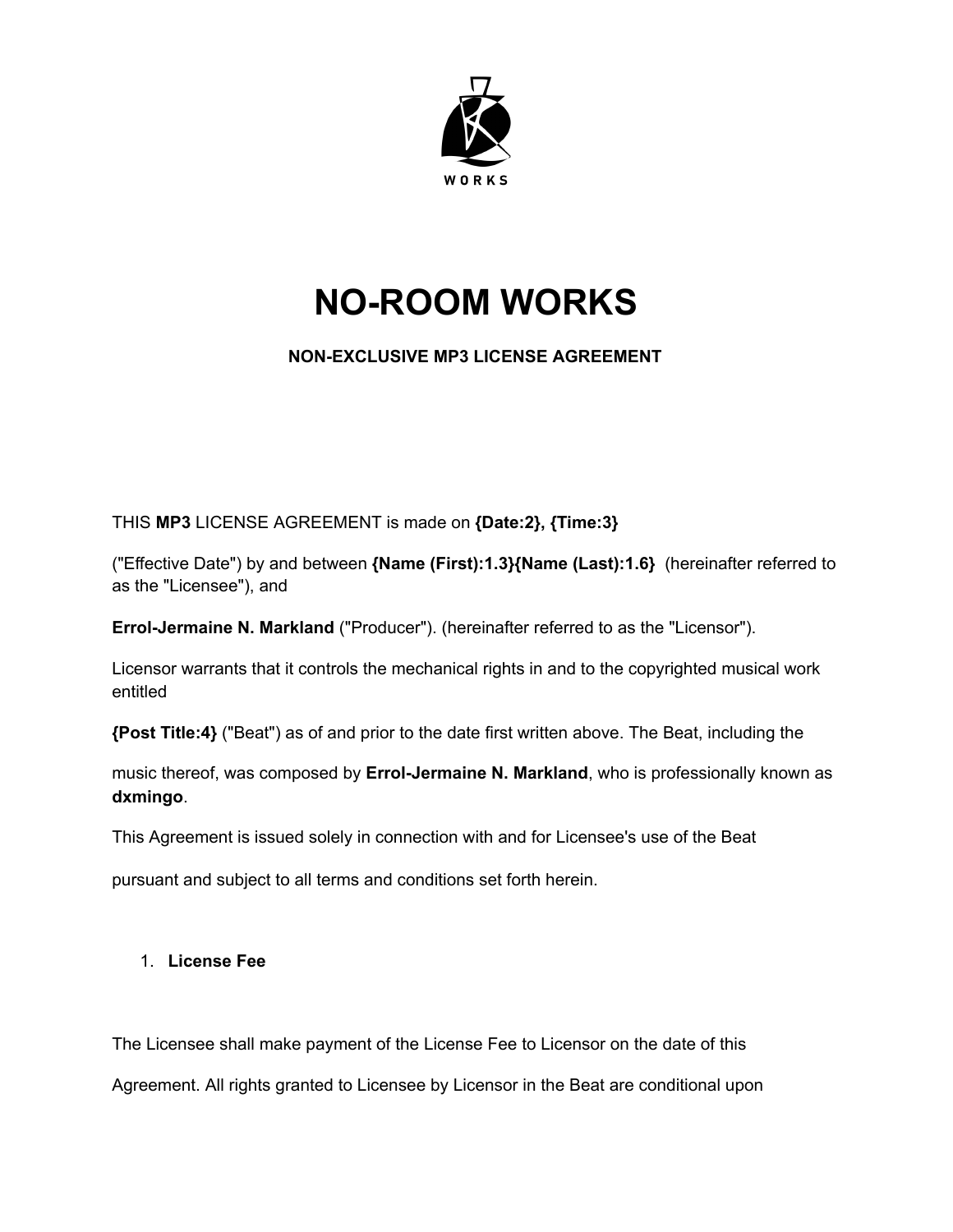WORKS

# NO-ROOM WORKS

### NON-EXCLUSIVE MP3 LICENSE AGREEMENT

THIS **MP3** LICENSE AGREEMENT is made on **{Date:2}, {Time:3}**

("Effective Date") by and between **{Name (First):1.3}{Name (Last):1.6}** (hereinafter referred to as the "Licensee"), and

**Errol-Jermaine N. Markland** ("Producer"). (hereinafter referred to as the "Licensor").

Licensor warrants that it controls the mechanical rights in and to the copyrighted musical work entitled

**{Post Title:4}** ("Beat") as of and prior to the date first written above. The Beat, including the

music thereof, was composed by **Errol-Jermaine N. Markland**, who is professionally known as **dxmingo**.

This Agreement is issued solely in connection with and for Licensee's use of the Beat

pursuant and subject to all terms and conditions set forth herein.

1. **License Fee**

The Licensee shall make payment of the License Fee to Licensor on the date of this

Agreement. All rights granted to Licensee by Licensor in the Beat are conditional upon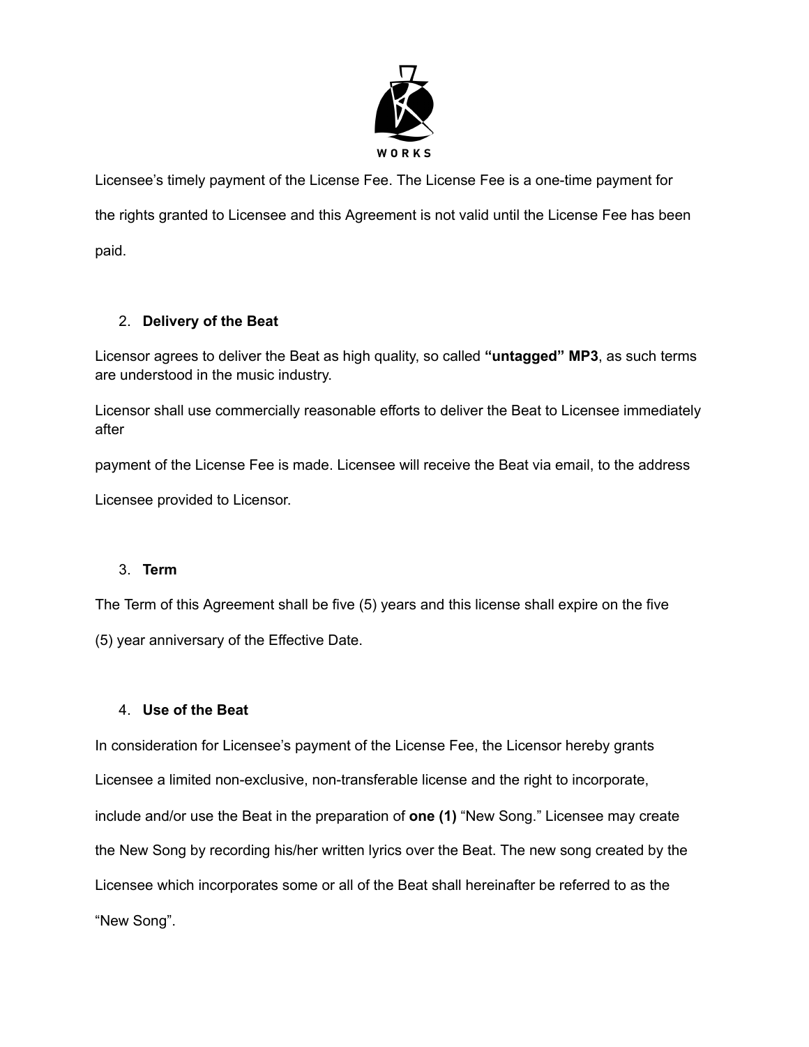Licensee's timely payment of the License Fee. The License Fee is a one-time payment for the rights granted to Licensee and this Agreement is not valid until the License Fee has been paid.

2. **Delivery of the Beat**

Licensor agrees to deliver the Beat as high quality, so called **"untagged" MP3**, as such terms are understood in the music industry.

Licensor shall use commercially reasonable efforts to deliver the Beat to Licensee immediately after payment of the License Fee is made. Licensee will receive the Beat via email, to the address Licensee provided to Licensor.

3. **Term**

The Term of this Agreement shall be five (5) years and this license shall expire on the five (5) year anniversary of the Effective Date.

4. **Use of the Beat**

In consideration for Licensee's payment of the License Fee, the Licensor hereby grants Licensee a limited non-exclusive, non-transferable license and the right to incorporate, include and/or use the Beat in the preparation of **one (1)** "New Song." Licensee may create the New Song by recording his/her written lyrics over the Beat. The new song created by the Licensee which incorporates some or all of the Beat shall hereinafter be referred to as the "New Song".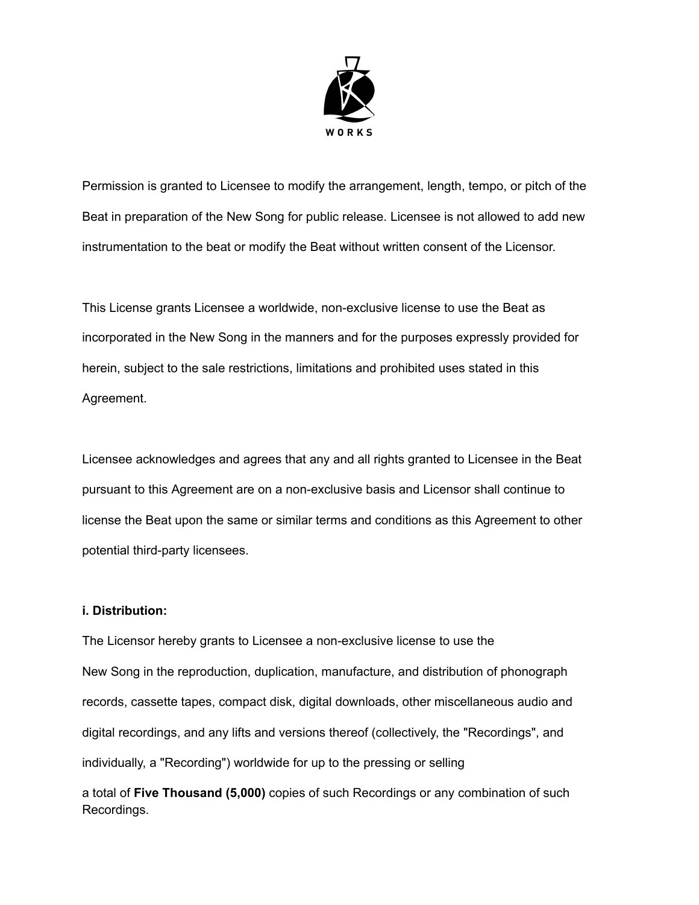Permission is granted to Licensee to modify the arrangement, length, tempo, or pitch of the Beat in preparation of the New Song for public release. Licensee is not allowed to add new instrumentation to the beat or modify the Beat without written consent of the Licensor.

This License grants Licensee a worldwide, non-exclusive license to use the Beat as incorporated in the New Song in the manners and for the purposes expressly provided for herein, subject to the sale restrictions, limitations and prohibited uses stated in this Agreement.

Licensee acknowledges and agrees that any and all rights granted to Licensee in the Beat pursuant to this Agreement are on a non-exclusive basis and Licensor shall continue to license the Beat upon the same or similar terms and conditions as this Agreement to other potential third-party licensees.

**i. Distribution:**

The Licensor hereby grants to Licensee a non-exclusive license to use the New Song in the reproduction, duplication, manufacture, and distribution of phonograph records, cassette tapes, compact disk, digital downloads, other miscellaneous audio and digital recordings, and any lifts and versions thereof (collectively, the "Recordings", and individually, a "Recording") worldwide for up to the pressing or selling a total of **Five Thousand (5,000)** copies of such Recordings or any combination of such Recordings.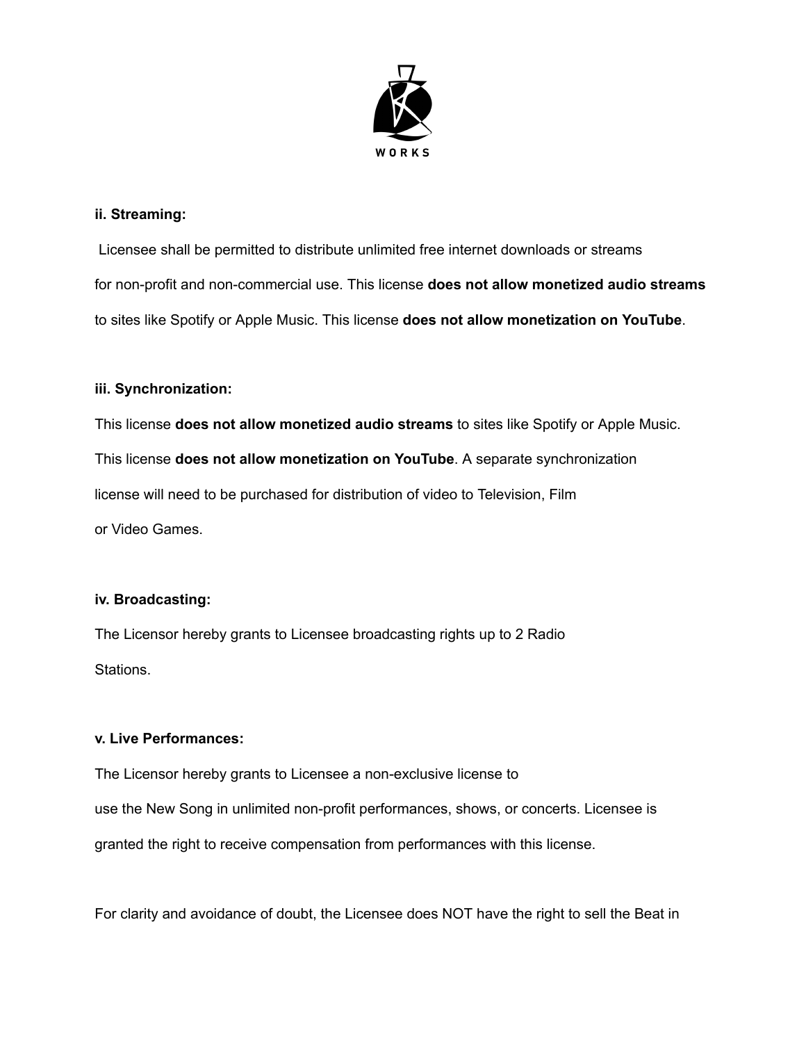**ii. Streaming:**

Licensee shall be permitted to distribute unlimited free internet downloads or streams for non-profit and non-commercial use. This license **does not allow monetized audio streams** to sites like Spotify or Apple Music. This license **does not allow monetization on YouTube**.

**iii. Synchronization:**

This license **does not allow monetized audio streams** to sites like Spotify or Apple Music. This license **does not allow monetization on YouTube**. A separate synchronization license will need to be purchased for distribution of video to Television, Film or Video Games.

**iv. Broadcasting:**

The Licensor hereby grants to Licensee broadcasting rights up to 2 Radio Stations.

**v. Live Performances:**

The Licensor hereby grants to Licensee a non-exclusive license to use the New Song in unlimited non-profit performances, shows, or concerts. Licensee is granted the right to receive compensation from performances with this license.

For clarity and avoidance of doubt, the Licensee does NOT have the right to sell the Beat in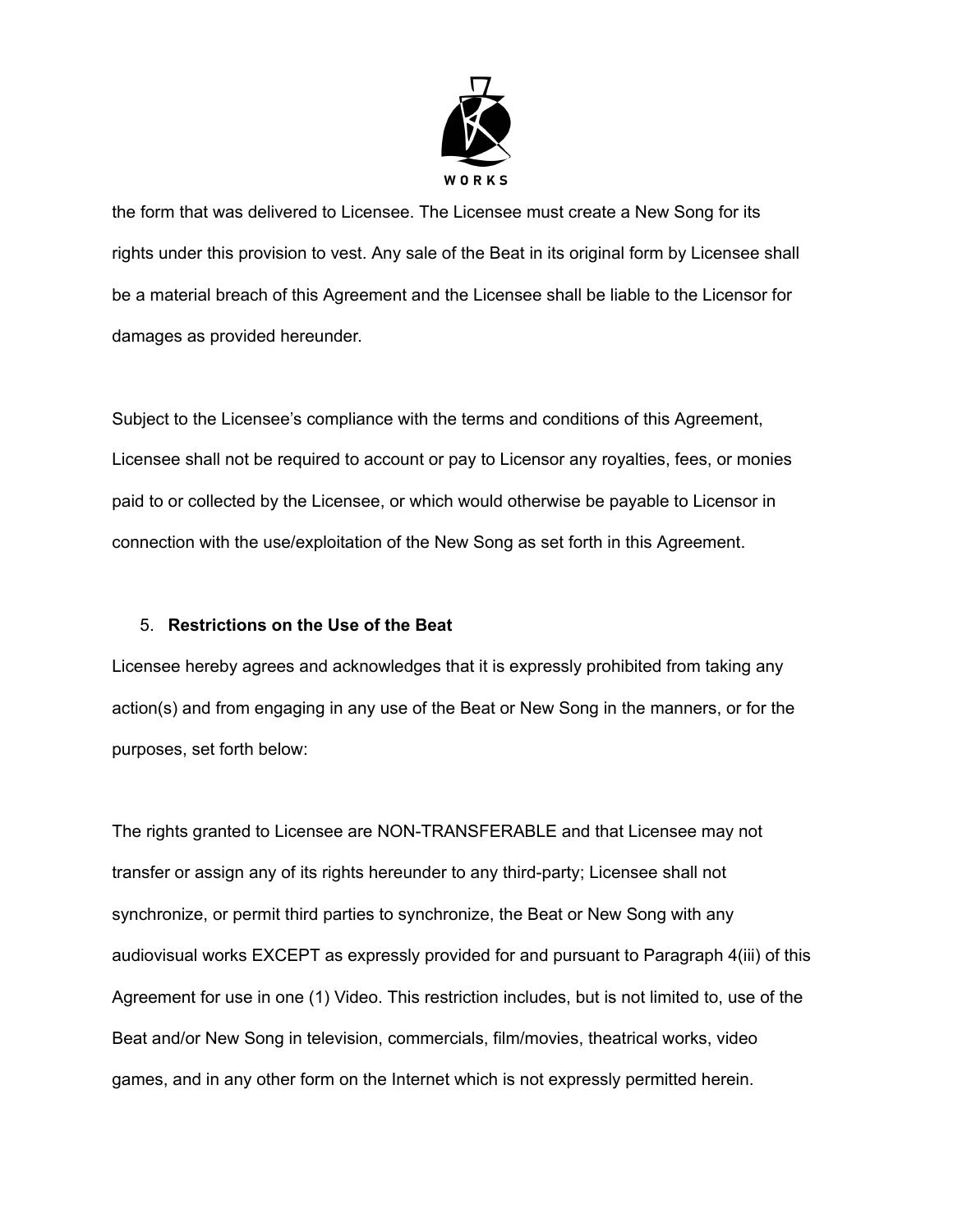the form that was delivered to Licensee. The Licensee must create a New Song for its rights under this provision to vest. Any sale of the Beat in its original form by Licensee shall be a material breach of this Agreement and the Licensee shall be liable to the Licensor for damages as provided hereunder.

Subject to the Licensee's compliance with the terms and conditions of this Agreement, Licensee shall not be required to account or pay to Licensor any royalties, fees, or monies paid to or collected by the Licensee, or which would otherwise be payable to Licensor in connection with the use/exploitation of the New Song as set forth in this Agreement.

5. **Restrictions on the Use of the Beat**

Licensee hereby agrees and acknowledges that it is expressly prohibited from taking any action(s) and from engaging in any use of the Beat or New Song in the manners, or for the purposes, set forth below:

The rights granted to Licensee are NON-TRANSFERABLE and that Licensee may not transfer or assign any of its rights hereunder to any third-party; Licensee shall not synchronize, or permit third parties to synchronize, the Beat or New Song with any audiovisual works EXCEPT as expressly provided for and pursuant to Paragraph 4(iii) of this Agreement for use in one (1) Video. This restriction includes, but is not limited to, use of the Beat and/or New Song in television, commercials, film/movies, theatrical works, video games, and in any other form on the Internet which is not expressly permitted herein.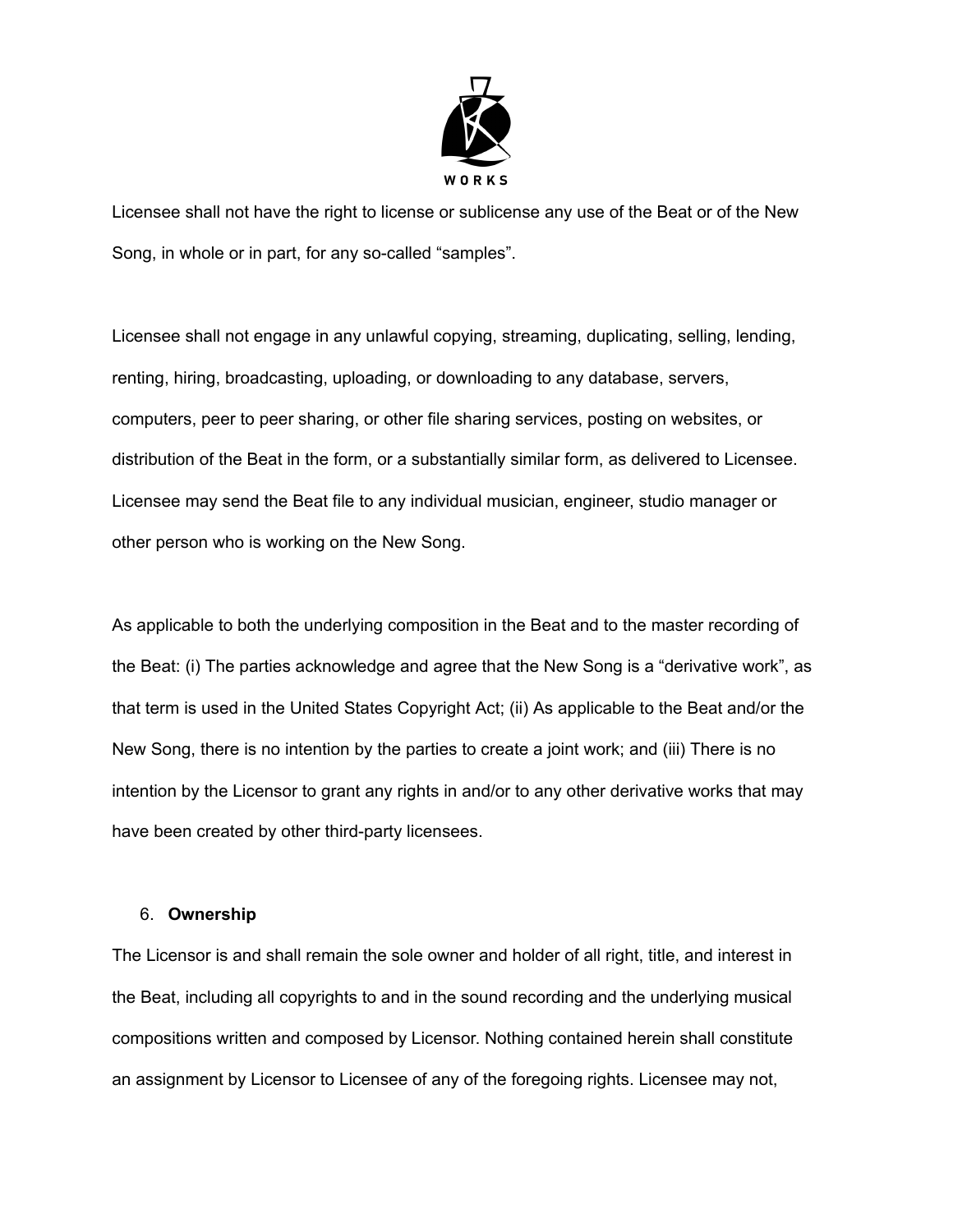Licensee shall not have the right to license or sublicense any use of the Beat or of the New Song, in whole or in part, for any so-called "samples".

Licensee shall not engage in any unlawful copying, streaming, duplicating, selling, lending, renting, hiring, broadcasting, uploading, or downloading to any database, servers, computers, peer to peer sharing, or other file sharing services, posting on websites, or distribution of the Beat in the form, or a substantially similar form, as delivered to Licensee. Licensee may send the Beat file to any individual musician, engineer, studio manager or other person who is working on the New Song.

As applicable to both the underlying composition in the Beat and to the master recording of the Beat: (i) The parties acknowledge and agree that the New Song is a "derivative work", as that term is used in the United States Copyright Act; (ii) As applicable to the Beat and/or the New Song, there is no intention by the parties to create a joint work; and (iii) There is no intention by the Licensor to grant any rights in and/or to any other derivative works that may have been created by other third-party licensees.

6. **Ownership**

The Licensor is and shall remain the sole owner and holder of all right, title, and interest in the Beat, including all copyrights to and in the sound recording and the underlying musical compositions written and composed by Licensor. Nothing contained herein shall constitute an assignment by Licensor to Licensee of any of the foregoing rights. Licensee may not,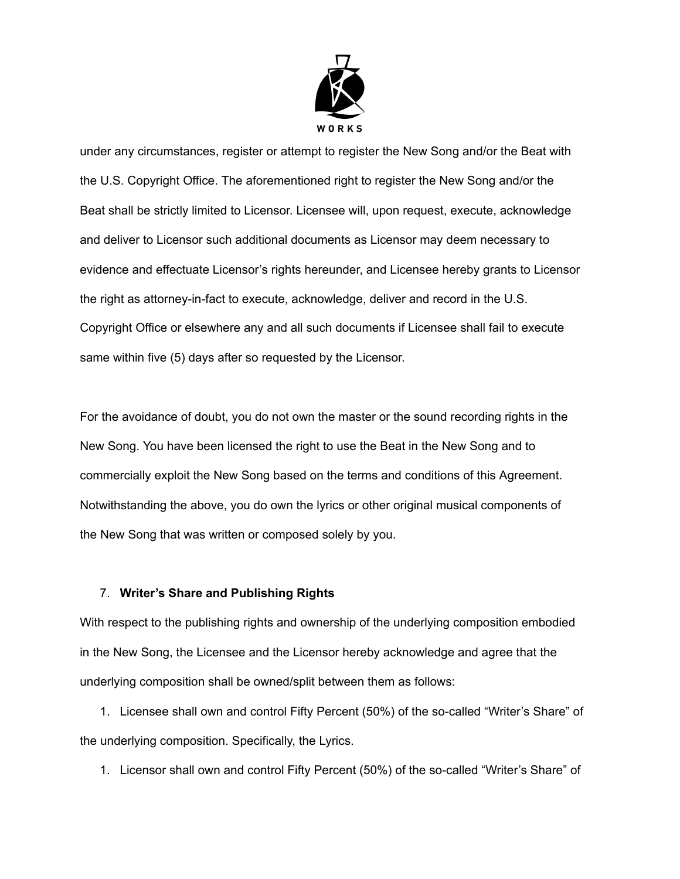under any circumstances, register or attempt to register the New Song and/or the Beat with the U.S. Copyright Office. The aforementioned right to register the New Song and/or the Beat shall be strictly limited to Licensor. Licensee will, upon request, execute, acknowledge and deliver to Licensor such additional documents as Licensor may deem necessary to evidence and effectuate Licensor's rights hereunder, and Licensee hereby grants to Licensor the right as attorney-in-fact to execute, acknowledge, deliver and record in the U.S. Copyright Office or elsewhere any and all such documents if Licensee shall fail to execute same within five (5) days after so requested by the Licensor.

For the avoidance of doubt, you do not own the master or the sound recording rights in the New Song. You have been licensed the right to use the Beat in the New Song and to commercially exploit the New Song based on the terms and conditions of this Agreement. Notwithstanding the above, you do own the lyrics or other original musical components of the New Song that was written or composed solely by you.

7. **Writer's Share and Publishing Rights**

With respect to the publishing rights and ownership of the underlying composition embodied in the New Song, the Licensee and the Licensor hereby acknowledge and agree that the underlying composition shall be owned/split between them as follows:

1. Licensee shall own and control Fifty Percent (50%) of the so-called "Writer's Share" of the underlying composition. Specifically, the Lyrics.

1. Licensor shall own and control Fifty Percent (50%) of the so-called "Writer's Share" of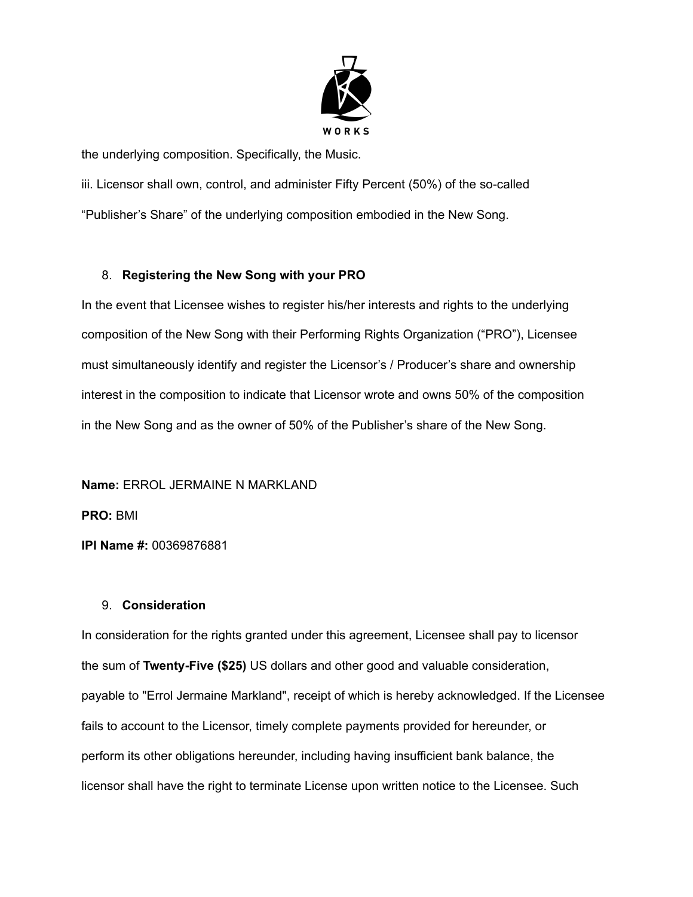the underlying composition. Specifically, the Music.

iii. Licensor shall own, control, and administer Fifty Percent (50%) of the so-called "Publisher's Share" of the underlying composition embodied in the New Song.

8. **Registering the New Song with your PRO**

In the event that Licensee wishes to register his/her interests and rights to the underlying composition of the New Song with their Performing Rights Organization ("PRO"), Licensee must simultaneously identify and register the Licensor's / Producer's share and ownership interest in the composition to indicate that Licensor wrote and owns 50% of the composition in the New Song and as the owner of 50% of the Publisher's share of the New Song.

**Name:** ERROL JERMAINE N MARKLAND

**PRO:** BMI

**IPI Name #:** 00369876881

9. **Consideration**

In consideration for the rights granted under this agreement, Licensee shall pay to licensor the sum of **Twenty-Five ($25)** US dollars and other good and valuable consideration, payable to "Errol Jermaine Markland", receipt of which is hereby acknowledged. If the Licensee fails to account to the Licensor, timely complete payments provided for hereunder, or perform its other obligations hereunder, including having insufficient bank balance, the licensor shall have the right to terminate License upon written notice to the Licensee. Such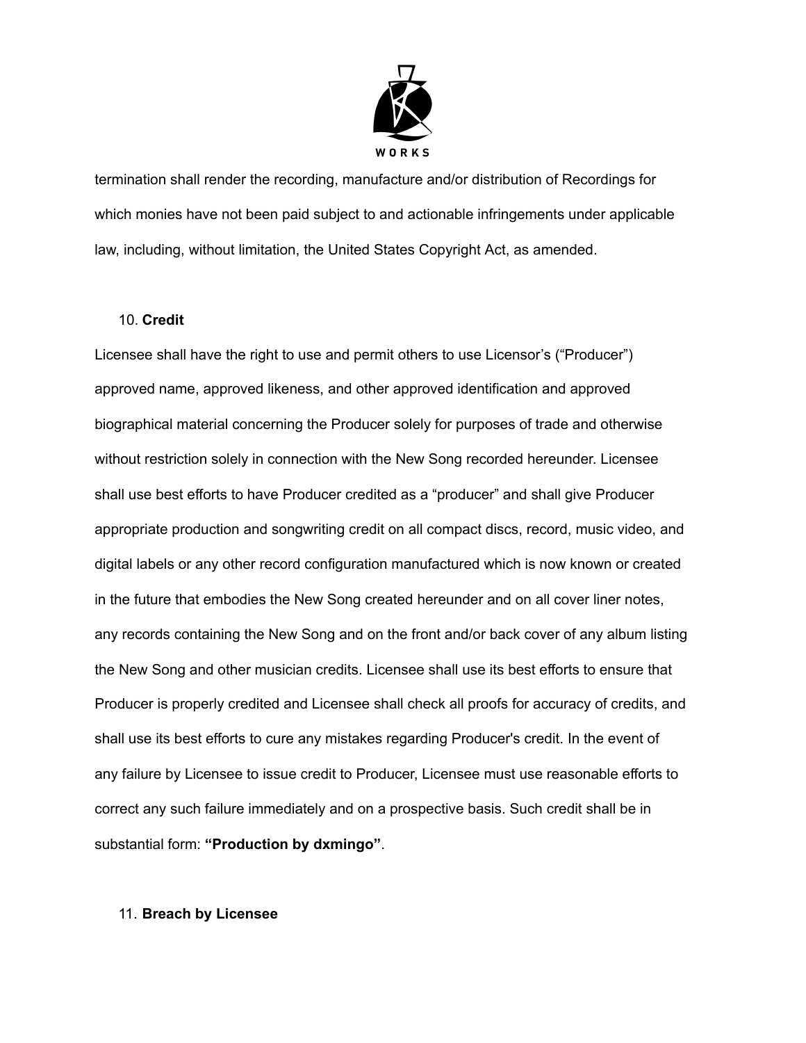termination shall render the recording, manufacture and/or distribution of Recordings for which monies have not been paid subject to and actionable infringements under applicable law, including, without limitation, the United States Copyright Act, as amended.

10. **Credit**

Licensee shall have the right to use and permit others to use Licensor's ("Producer") approved name, approved likeness, and other approved identification and approved biographical material concerning the Producer solely for purposes of trade and otherwise without restriction solely in connection with the New Song recorded hereunder. Licensee shall use best efforts to have Producer credited as a "producer" and shall give Producer appropriate production and songwriting credit on all compact discs, record, music video, and digital labels or any other record configuration manufactured which is now known or created in the future that embodies the New Song created hereunder and on all cover liner notes, any records containing the New Song and on the front and/or back cover of any album listing the New Song and other musician credits. Licensee shall use its best efforts to ensure that Producer is properly credited and Licensee shall check all proofs for accuracy of credits, and shall use its best efforts to cure any mistakes regarding Producer's credit. In the event of any failure by Licensee to issue credit to Producer, Licensee must use reasonable efforts to correct any such failure immediately and on a prospective basis. Such credit shall be in substantial form: **"Production by dxmingo"**.

11. **Breach by Licensee**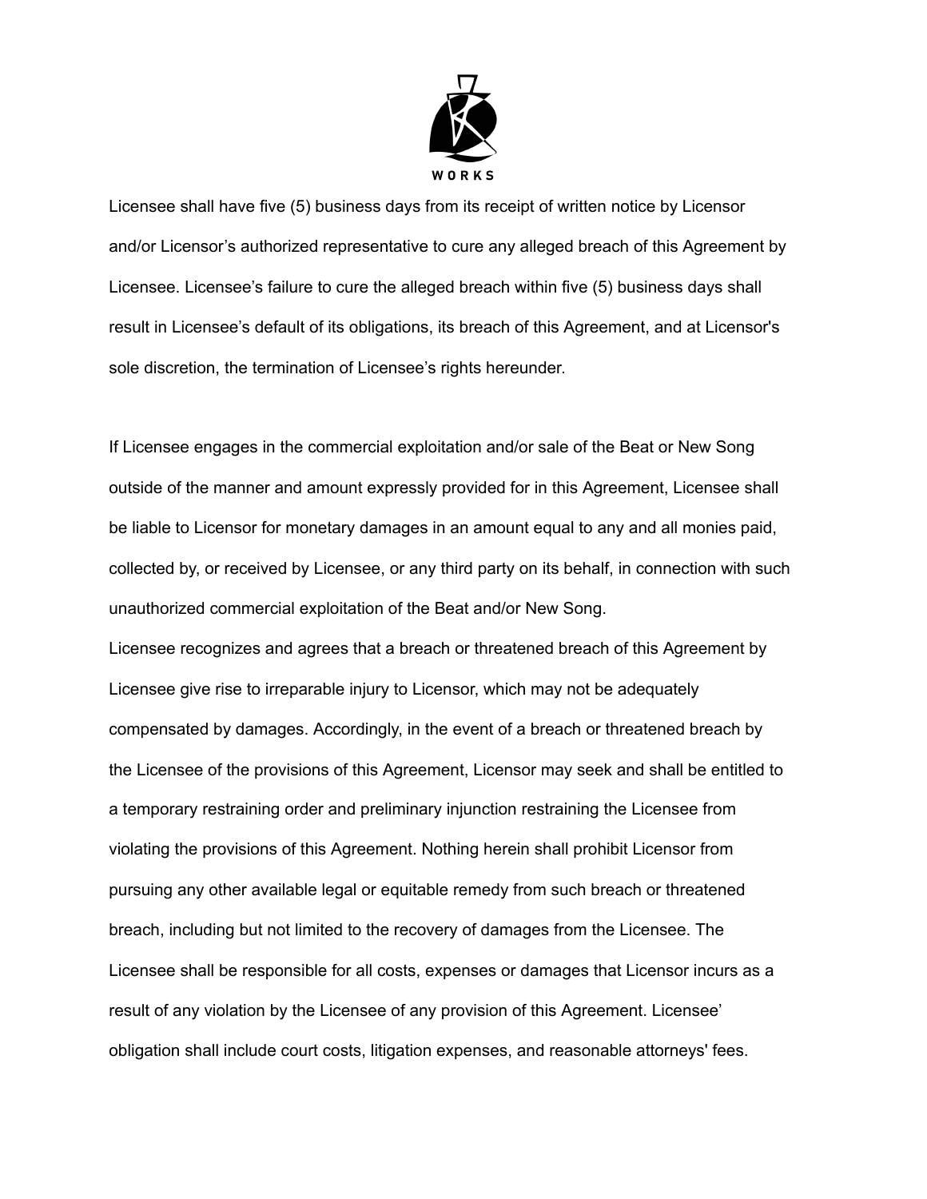Licensee shall have five (5) business days from its receipt of written notice by Licensor and/or Licensor's authorized representative to cure any alleged breach of this Agreement by Licensee. Licensee's failure to cure the alleged breach within five (5) business days shall result in Licensee's default of its obligations, its breach of this Agreement, and at Licensor's sole discretion, the termination of Licensee's rights hereunder.

If Licensee engages in the commercial exploitation and/or sale of the Beat or New Song outside of the manner and amount expressly provided for in this Agreement, Licensee shall be liable to Licensor for monetary damages in an amount equal to any and all monies paid, collected by, or received by Licensee, or any third party on its behalf, in connection with such unauthorized commercial exploitation of the Beat and/or New Song.

Licensee recognizes and agrees that a breach or threatened breach of this Agreement by Licensee give rise to irreparable injury to Licensor, which may not be adequately compensated by damages. Accordingly, in the event of a breach or threatened breach by the Licensee of the provisions of this Agreement, Licensor may seek and shall be entitled to a temporary restraining order and preliminary injunction restraining the Licensee from violating the provisions of this Agreement. Nothing herein shall prohibit Licensor from pursuing any other available legal or equitable remedy from such breach or threatened breach, including but not limited to the recovery of damages from the Licensee. The Licensee shall be responsible for all costs, expenses or damages that Licensor incurs as a result of any violation by the Licensee of any provision of this Agreement. Licensee' obligation shall include court costs, litigation expenses, and reasonable attorneys' fees.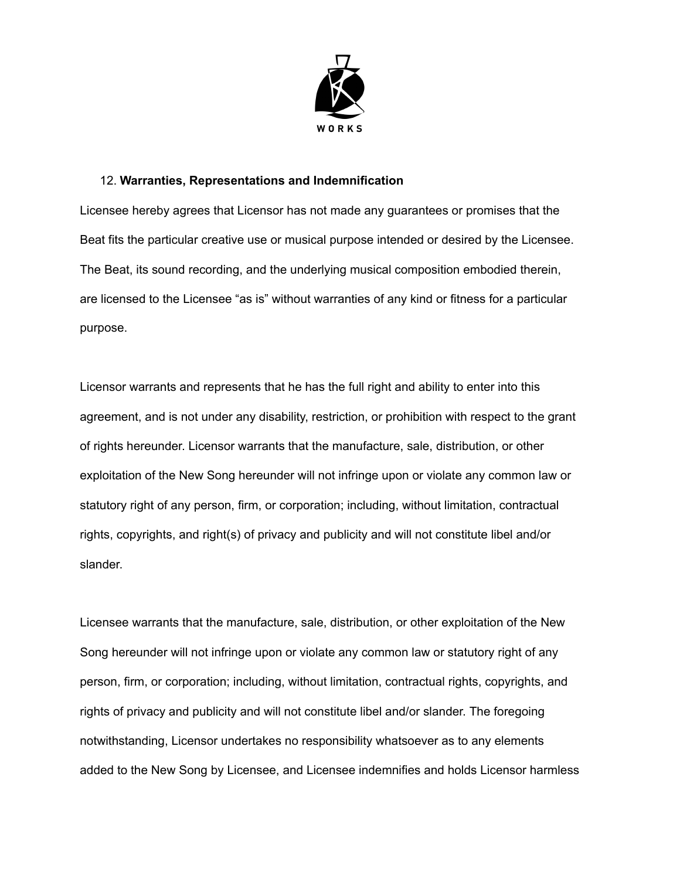12. **Warranties, Representations and Indemnification**

Licensee hereby agrees that Licensor has not made any guarantees or promises that the Beat fits the particular creative use or musical purpose intended or desired by the Licensee. The Beat, its sound recording, and the underlying musical composition embodied therein, are licensed to the Licensee "as is" without warranties of any kind or fitness for a particular purpose.

Licensor warrants and represents that he has the full right and ability to enter into this agreement, and is not under any disability, restriction, or prohibition with respect to the grant of rights hereunder. Licensor warrants that the manufacture, sale, distribution, or other exploitation of the New Song hereunder will not infringe upon or violate any common law or statutory right of any person, firm, or corporation; including, without limitation, contractual rights, copyrights, and right(s) of privacy and publicity and will not constitute libel and/or slander.

Licensee warrants that the manufacture, sale, distribution, or other exploitation of the New Song hereunder will not infringe upon or violate any common law or statutory right of any person, firm, or corporation; including, without limitation, contractual rights, copyrights, and rights of privacy and publicity and will not constitute libel and/or slander. The foregoing notwithstanding, Licensor undertakes no responsibility whatsoever as to any elements added to the New Song by Licensee, and Licensee indemnifies and holds Licensor harmless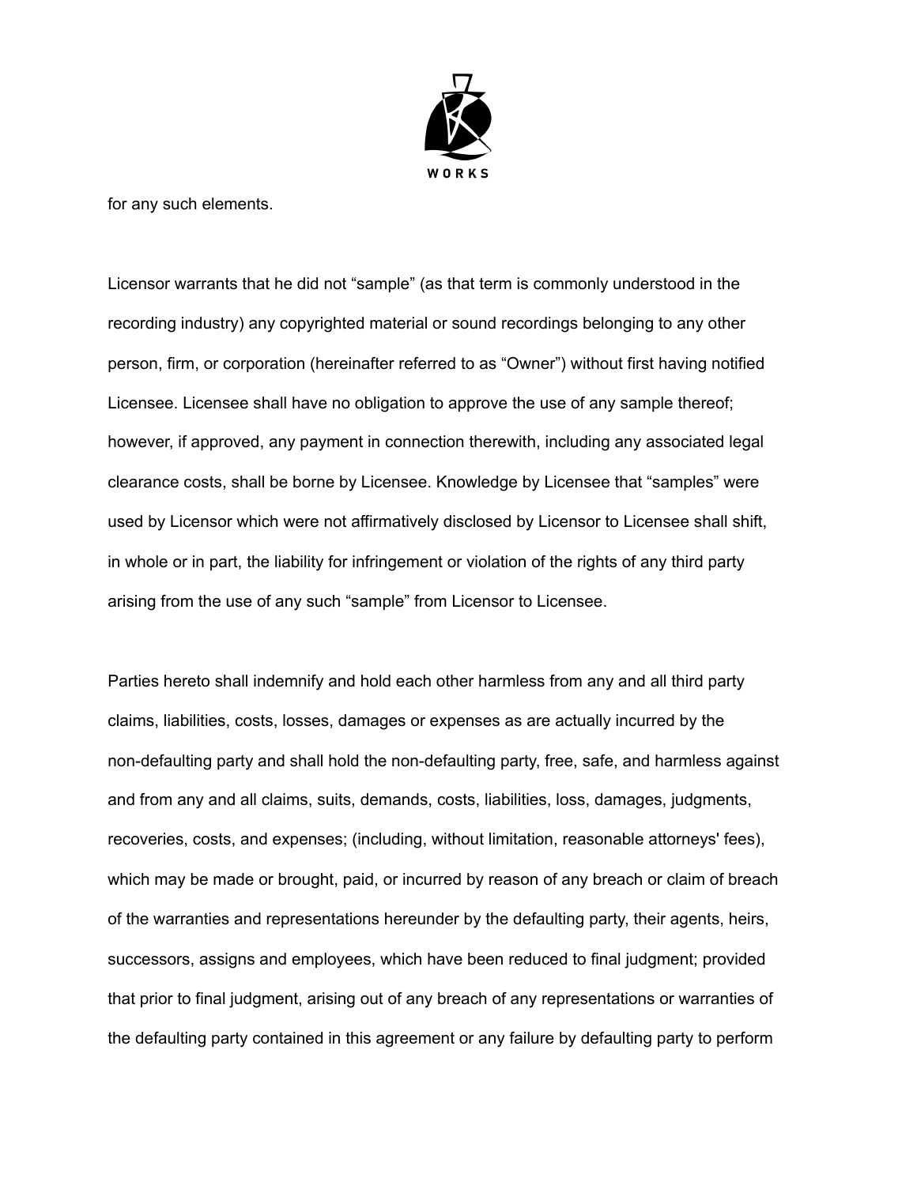for any such elements.

Licensor warrants that he did not “sample” (as that term is commonly understood in the recording industry) any copyrighted material or sound recordings belonging to any other person, firm, or corporation (hereinafter referred to as “Owner”) without first having notified Licensee. Licensee shall have no obligation to approve the use of any sample thereof; however, if approved, any payment in connection therewith, including any associated legal clearance costs, shall be borne by Licensee. Knowledge by Licensee that “samples” were used by Licensor which were not affirmatively disclosed by Licensor to Licensee shall shift, in whole or in part, the liability for infringement or violation of the rights of any third party arising from the use of any such “sample” from Licensor to Licensee.

Parties hereto shall indemnify and hold each other harmless from any and all third party claims, liabilities, costs, losses, damages or expenses as are actually incurred by the non-defaulting party and shall hold the non-defaulting party, free, safe, and harmless against and from any and all claims, suits, demands, costs, liabilities, loss, damages, judgments, recoveries, costs, and expenses; (including, without limitation, reasonable attorneys' fees), which may be made or brought, paid, or incurred by reason of any breach or claim of breach of the warranties and representations hereunder by the defaulting party, their agents, heirs, successors, assigns and employees, which have been reduced to final judgment; provided that prior to final judgment, arising out of any breach of any representations or warranties of the defaulting party contained in this agreement or any failure by defaulting party to perform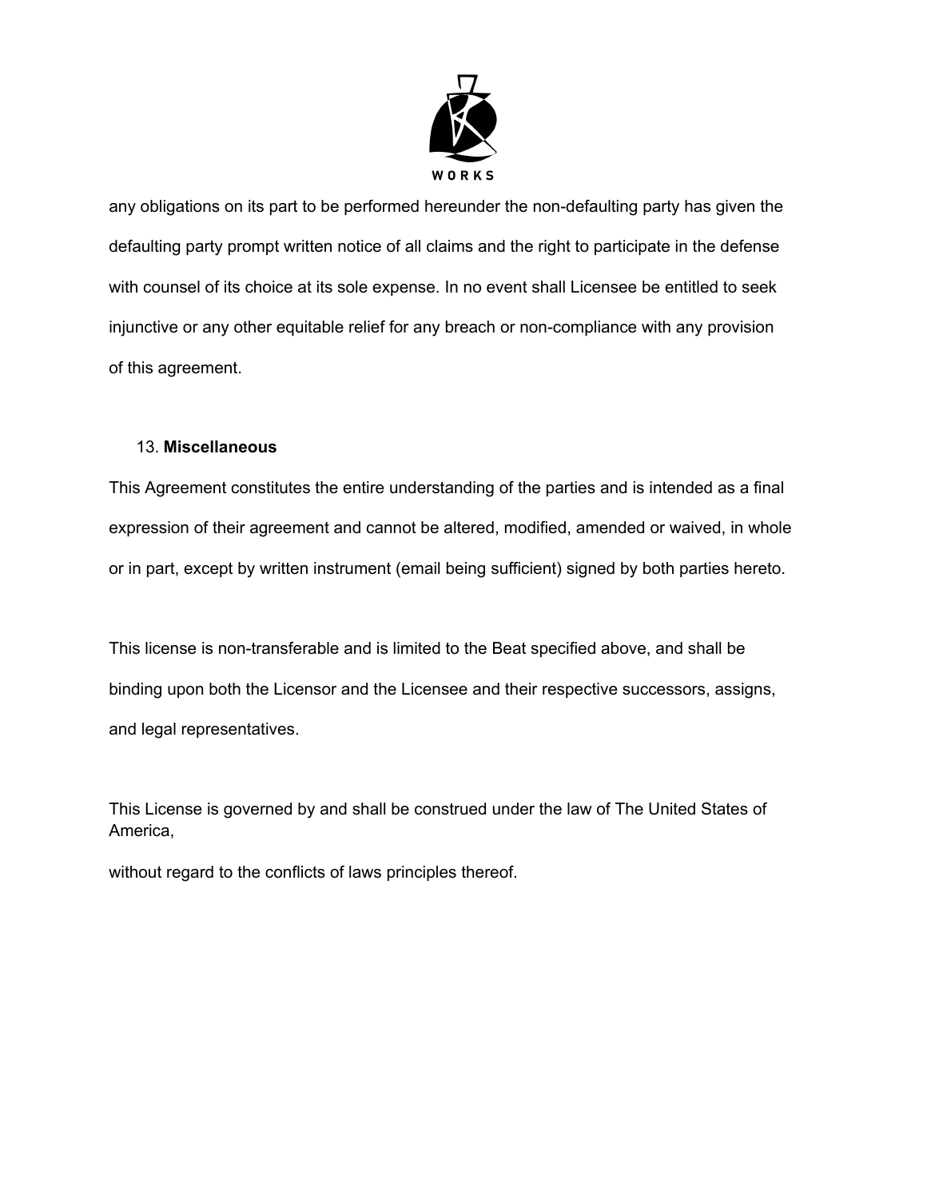any obligations on its part to be performed hereunder the non-defaulting party has given the defaulting party prompt written notice of all claims and the right to participate in the defense with counsel of its choice at its sole expense. In no event shall Licensee be entitled to seek injunctive or any other equitable relief for any breach or non-compliance with any provision of this agreement.

13. **Miscellaneous**

This Agreement constitutes the entire understanding of the parties and is intended as a final expression of their agreement and cannot be altered, modified, amended or waived, in whole or in part, except by written instrument (email being sufficient) signed by both parties hereto.

This license is non-transferable and is limited to the Beat specified above, and shall be binding upon both the Licensor and the Licensee and their respective successors, assigns, and legal representatives.

This License is governed by and shall be construed under the law of The United States of America,

without regard to the conflicts of laws principles thereof.